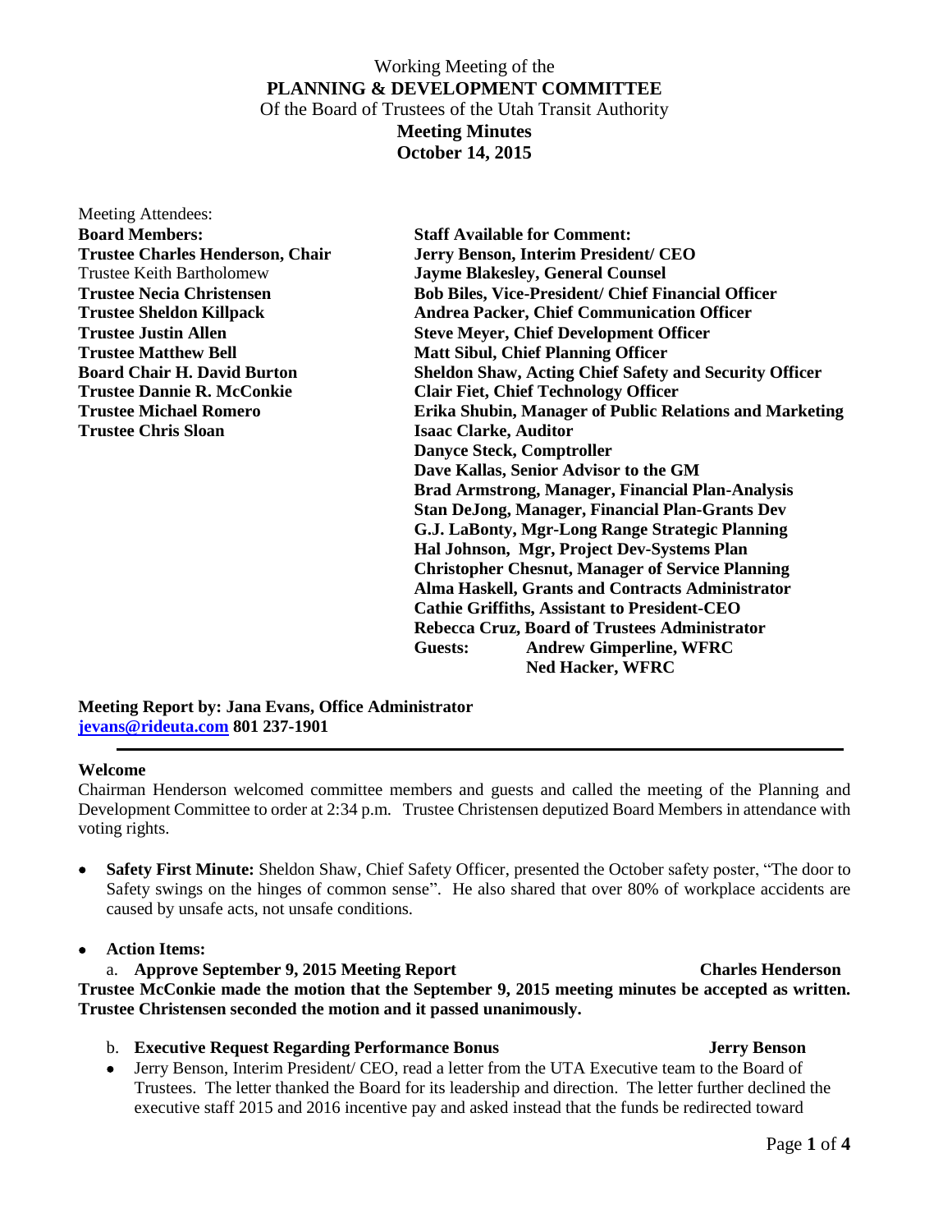Working Meeting of the

**PLANNING & DEVELOPMENT COMMITTEE**

Of the Board of Trustees of the Utah Transit Authority

**Meeting Minutes**

**October 14, 2015**

Meeting Attendees:

| **Board Members:** | **Staff Available for Comment:** |
|---|---|
| **Trustee Charles Henderson, Chair** | **Jerry Benson, Interim President/ CEO** |
| Trustee Keith Bartholomew | **Jayme Blakesley, General Counsel** |
| **Trustee Necia Christensen** | **Bob Biles, Vice-President/ Chief Financial Officer** |
| **Trustee Sheldon Killpack** | **Andrea Packer, Chief Communication Officer** |
| **Trustee Justin Allen** | **Steve Meyer, Chief Development Officer** |
| **Trustee Matthew Bell** | **Matt Sibul, Chief Planning Officer** |
| **Board Chair H. David Burton** | **Sheldon Shaw, Acting Chief Safety and Security Officer** |
| **Trustee Dannie R. McConkie** | **Clair Fiet, Chief Technology Officer** |
| **Trustee Michael Romero** | **Erika Shubin, Manager of Public Relations and Marketing** |
| **Trustee Chris Sloan** | **Isaac Clarke, Auditor** |
| | **Danyce Steck, Comptroller** |
| | **Dave Kallas, Senior Advisor to the GM** |
| | **Brad Armstrong, Manager, Financial Plan-Analysis** |
| | **Stan DeJong, Manager, Financial Plan-Grants Dev** |
| | **G.J. LaBonty, Mgr-Long Range Strategic Planning** |
| | **Hal Johnson, Mgr, Project Dev-Systems Plan** |
| | **Christopher Chesnut, Manager of Service Planning** |
| | **Alma Haskell, Grants and Contracts Administrator** |
| | **Cathie Griffiths, Assistant to President-CEO** |
| | **Rebecca Cruz, Board of Trustees Administrator** |
| | **Guests: Andrew Gimperline, WFRC** |
| | **Ned Hacker, WFRC** |

**Meeting Report by: Jana Evans, Office Administrator**
**jevans@rideuta.com 801 237-1901**

---

**Welcome**

Chairman Henderson welcomed committee members and guests and called the meeting of the Planning and Development Committee to order at 2:34 p.m. Trustee Christensen deputized Board Members in attendance with voting rights.

- **Safety First Minute:** Sheldon Shaw, Chief Safety Officer, presented the October safety poster, "The door to Safety swings on the hinges of common sense". He also shared that over 80% of workplace accidents are caused by unsafe acts, not unsafe conditions.

- **Action Items:**

  a. **Approve September 9, 2015 Meeting Report** — **Charles Henderson**

**Trustee McConkie made the motion that the September 9, 2015 meeting minutes be accepted as written. Trustee Christensen seconded the motion and it passed unanimously.**

  b. **Executive Request Regarding Performance Bonus** — **Jerry Benson**

- Jerry Benson, Interim President/ CEO, read a letter from the UTA Executive team to the Board of Trustees. The letter thanked the Board for its leadership and direction. The letter further declined the executive staff 2015 and 2016 incentive pay and asked instead that the funds be redirected toward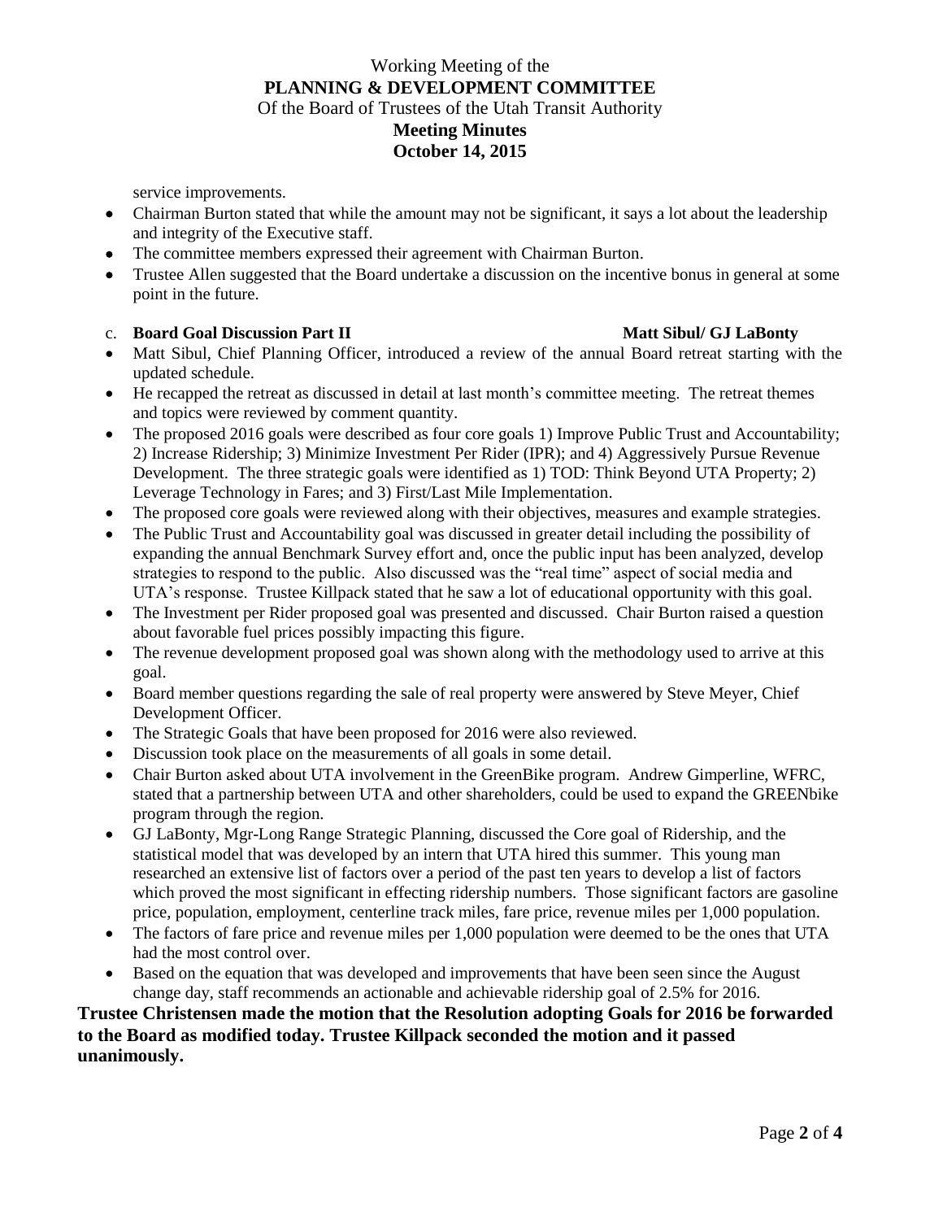service improvements.

- Chairman Burton stated that while the amount may not be significant, it says a lot about the leadership and integrity of the Executive staff.
- The committee members expressed their agreement with Chairman Burton.
- Trustee Allen suggested that the Board undertake a discussion on the incentive bonus in general at some point in the future.

c. **Board Goal Discussion Part II** **Matt Sibul/ GJ LaBonty**

- Matt Sibul, Chief Planning Officer, introduced a review of the annual Board retreat starting with the updated schedule.
- He recapped the retreat as discussed in detail at last month's committee meeting. The retreat themes and topics were reviewed by comment quantity.
- The proposed 2016 goals were described as four core goals 1) Improve Public Trust and Accountability; 2) Increase Ridership; 3) Minimize Investment Per Rider (IPR); and 4) Aggressively Pursue Revenue Development. The three strategic goals were identified as 1) TOD: Think Beyond UTA Property; 2) Leverage Technology in Fares; and 3) First/Last Mile Implementation.
- The proposed core goals were reviewed along with their objectives, measures and example strategies.
- The Public Trust and Accountability goal was discussed in greater detail including the possibility of expanding the annual Benchmark Survey effort and, once the public input has been analyzed, develop strategies to respond to the public. Also discussed was the "real time" aspect of social media and UTA's response. Trustee Killpack stated that he saw a lot of educational opportunity with this goal.
- The Investment per Rider proposed goal was presented and discussed. Chair Burton raised a question about favorable fuel prices possibly impacting this figure.
- The revenue development proposed goal was shown along with the methodology used to arrive at this goal.
- Board member questions regarding the sale of real property were answered by Steve Meyer, Chief Development Officer.
- The Strategic Goals that have been proposed for 2016 were also reviewed.
- Discussion took place on the measurements of all goals in some detail.
- Chair Burton asked about UTA involvement in the GreenBike program. Andrew Gimperline, WFRC, stated that a partnership between UTA and other shareholders, could be used to expand the GREENbike program through the region.
- GJ LaBonty, Mgr-Long Range Strategic Planning, discussed the Core goal of Ridership, and the statistical model that was developed by an intern that UTA hired this summer. This young man researched an extensive list of factors over a period of the past ten years to develop a list of factors which proved the most significant in effecting ridership numbers. Those significant factors are gasoline price, population, employment, centerline track miles, fare price, revenue miles per 1,000 population.
- The factors of fare price and revenue miles per 1,000 population were deemed to be the ones that UTA had the most control over.
- Based on the equation that was developed and improvements that have been seen since the August change day, staff recommends an actionable and achievable ridership goal of 2.5% for 2016.

**Trustee Christensen made the motion that the Resolution adopting Goals for 2016 be forwarded to the Board as modified today. Trustee Killpack seconded the motion and it passed unanimously.**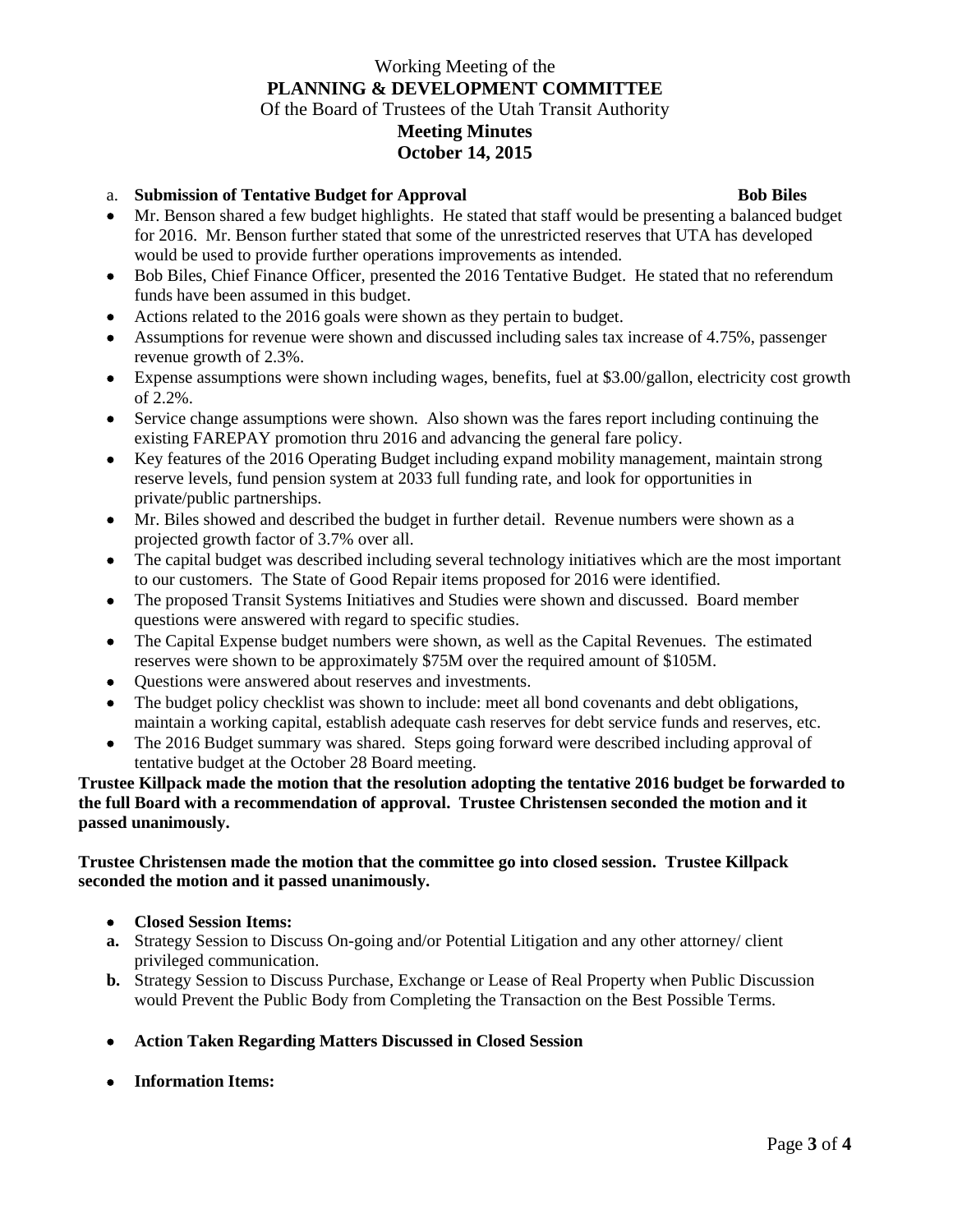Working Meeting of the
**PLANNING & DEVELOPMENT COMMITTEE**
Of the Board of Trustees of the Utah Transit Authority
**Meeting Minutes**
**October 14, 2015**

a. **Submission of Tentative Budget for Approval** **Bob Biles**

- Mr. Benson shared a few budget highlights. He stated that staff would be presenting a balanced budget for 2016. Mr. Benson further stated that some of the unrestricted reserves that UTA has developed would be used to provide further operations improvements as intended.
- Bob Biles, Chief Finance Officer, presented the 2016 Tentative Budget. He stated that no referendum funds have been assumed in this budget.
- Actions related to the 2016 goals were shown as they pertain to budget.
- Assumptions for revenue were shown and discussed including sales tax increase of 4.75%, passenger revenue growth of 2.3%.
- Expense assumptions were shown including wages, benefits, fuel at $3.00/gallon, electricity cost growth of 2.2%.
- Service change assumptions were shown. Also shown was the fares report including continuing the existing FAREPAY promotion thru 2016 and advancing the general fare policy.
- Key features of the 2016 Operating Budget including expand mobility management, maintain strong reserve levels, fund pension system at 2033 full funding rate, and look for opportunities in private/public partnerships.
- Mr. Biles showed and described the budget in further detail. Revenue numbers were shown as a projected growth factor of 3.7% over all.
- The capital budget was described including several technology initiatives which are the most important to our customers. The State of Good Repair items proposed for 2016 were identified.
- The proposed Transit Systems Initiatives and Studies were shown and discussed. Board member questions were answered with regard to specific studies.
- The Capital Expense budget numbers were shown, as well as the Capital Revenues. The estimated reserves were shown to be approximately $75M over the required amount of $105M.
- Questions were answered about reserves and investments.
- The budget policy checklist was shown to include: meet all bond covenants and debt obligations, maintain a working capital, establish adequate cash reserves for debt service funds and reserves, etc.
- The 2016 Budget summary was shared. Steps going forward were described including approval of tentative budget at the October 28 Board meeting.

**Trustee Killpack made the motion that the resolution adopting the tentative 2016 budget be forwarded to the full Board with a recommendation of approval. Trustee Christensen seconded the motion and it passed unanimously.**

**Trustee Christensen made the motion that the committee go into closed session. Trustee Killpack seconded the motion and it passed unanimously.**

- **Closed Session Items:**

**a.** Strategy Session to Discuss On-going and/or Potential Litigation and any other attorney/ client privileged communication.

**b.** Strategy Session to Discuss Purchase, Exchange or Lease of Real Property when Public Discussion would Prevent the Public Body from Completing the Transaction on the Best Possible Terms.

- **Action Taken Regarding Matters Discussed in Closed Session**

- **Information Items:**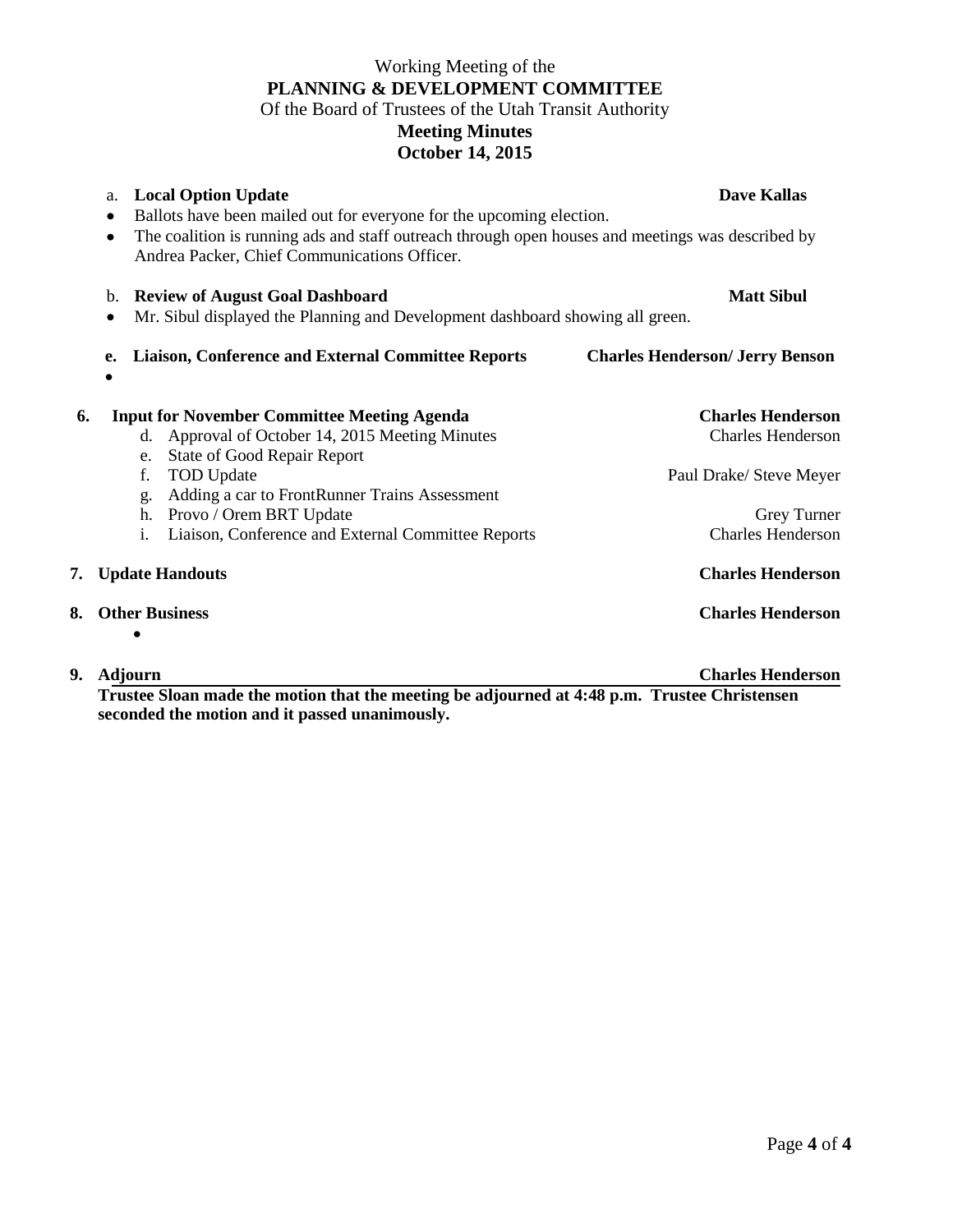Working Meeting of the

**PLANNING & DEVELOPMENT COMMITTEE**

Of the Board of Trustees of the Utah Transit Authority

**Meeting Minutes**

**October 14, 2015**

a. **Local Option Update** **Dave Kallas**

- Ballots have been mailed out for everyone for the upcoming election.
- The coalition is running ads and staff outreach through open houses and meetings was described by Andrea Packer, Chief Communications Officer.

b. **Review of August Goal Dashboard** **Matt Sibul**

- Mr. Sibul displayed the Planning and Development dashboard showing all green.

**e. Liaison, Conference and External Committee Reports** **Charles Henderson/ Jerry Benson**

- 

**6. Input for November Committee Meeting Agenda** **Charles Henderson**

d. Approval of October 14, 2015 Meeting Minutes — Charles Henderson
e. State of Good Repair Report
f. TOD Update — Paul Drake/ Steve Meyer
g. Adding a car to FrontRunner Trains Assessment
h. Provo / Orem BRT Update — Grey Turner
i. Liaison, Conference and External Committee Reports — Charles Henderson

**7. Update Handouts** **Charles Henderson**

**8. Other Business** **Charles Henderson**

- 

**9. Adjourn** **Charles Henderson**

**Trustee Sloan made the motion that the meeting be adjourned at 4:48 p.m. Trustee Christensen seconded the motion and it passed unanimously.**